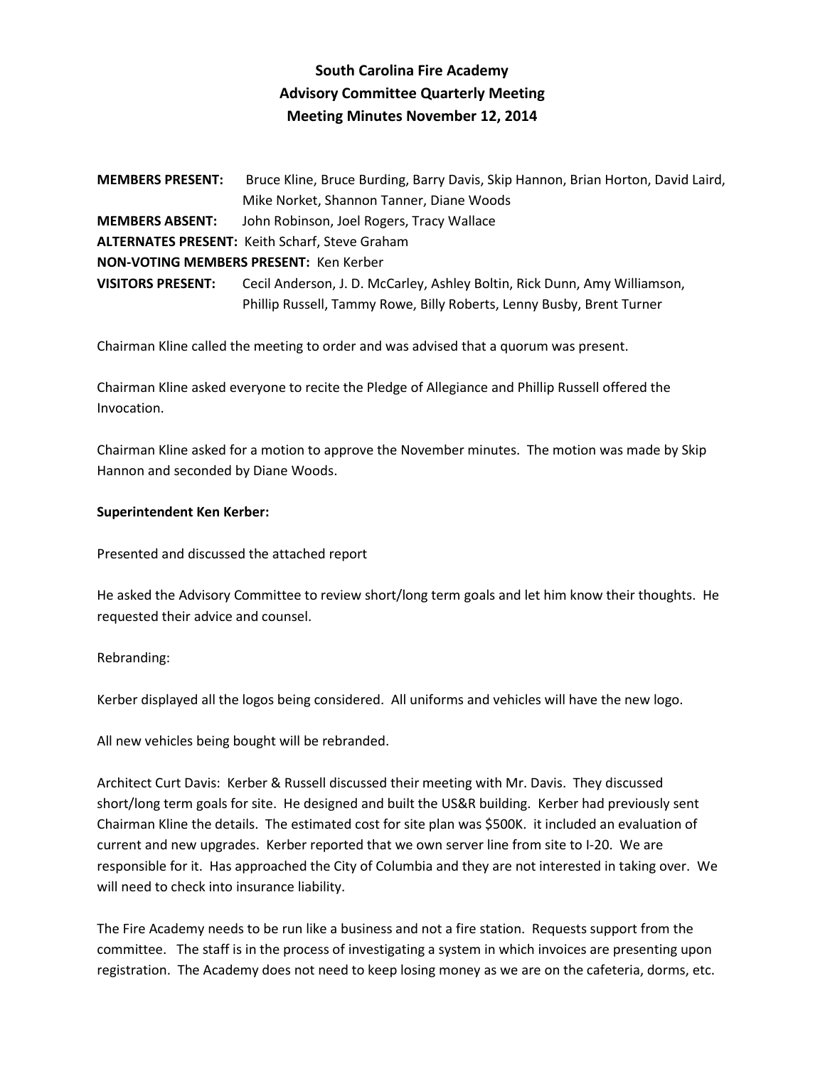# South Carolina Fire Academy
## Advisory Committee Quarterly Meeting
## Meeting Minutes November 12, 2014

**MEMBERS PRESENT:** Bruce Kline, Bruce Burding, Barry Davis, Skip Hannon, Brian Horton, David Laird, Mike Norket, Shannon Tanner, Diane Woods
**MEMBERS ABSENT:** John Robinson, Joel Rogers, Tracy Wallace
**ALTERNATES PRESENT:** Keith Scharf, Steve Graham
**NON-VOTING MEMBERS PRESENT:** Ken Kerber
**VISITORS PRESENT:** Cecil Anderson, J. D. McCarley, Ashley Boltin, Rick Dunn, Amy Williamson, Phillip Russell, Tammy Rowe, Billy Roberts, Lenny Busby, Brent Turner

Chairman Kline called the meeting to order and was advised that a quorum was present.

Chairman Kline asked everyone to recite the Pledge of Allegiance and Phillip Russell offered the Invocation.

Chairman Kline asked for a motion to approve the November minutes. The motion was made by Skip Hannon and seconded by Diane Woods.

**Superintendent Ken Kerber:**

Presented and discussed the attached report

He asked the Advisory Committee to review short/long term goals and let him know their thoughts. He requested their advice and counsel.

Rebranding:

Kerber displayed all the logos being considered. All uniforms and vehicles will have the new logo.

All new vehicles being bought will be rebranded.

Architect Curt Davis: Kerber & Russell discussed their meeting with Mr. Davis. They discussed short/long term goals for site. He designed and built the US&R building. Kerber had previously sent Chairman Kline the details. The estimated cost for site plan was $500K. it included an evaluation of current and new upgrades. Kerber reported that we own server line from site to I-20. We are responsible for it. Has approached the City of Columbia and they are not interested in taking over. We will need to check into insurance liability.

The Fire Academy needs to be run like a business and not a fire station. Requests support from the committee. The staff is in the process of investigating a system in which invoices are presenting upon registration. The Academy does not need to keep losing money as we are on the cafeteria, dorms, etc.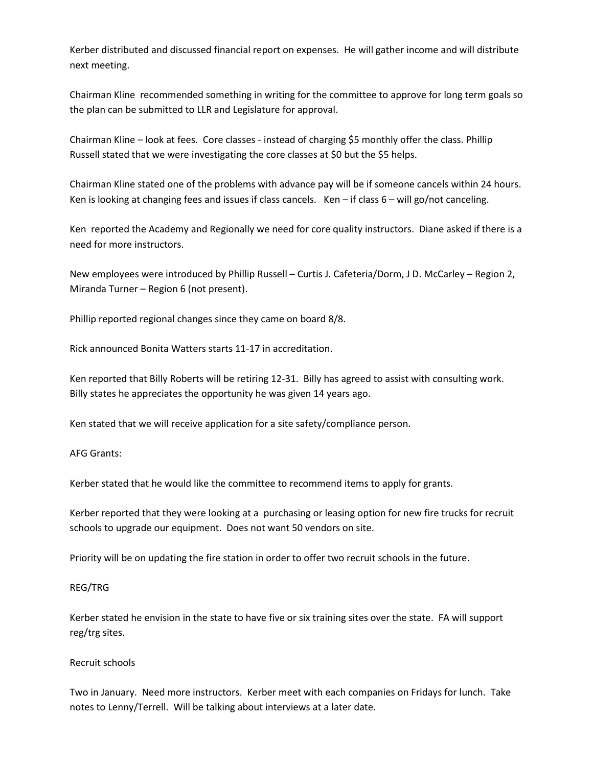Kerber distributed and discussed financial report on expenses. He will gather income and will distribute next meeting.

Chairman Kline recommended something in writing for the committee to approve for long term goals so the plan can be submitted to LLR and Legislature for approval.

Chairman Kline – look at fees. Core classes - instead of charging $5 monthly offer the class. Phillip Russell stated that we were investigating the core classes at $0 but the $5 helps.

Chairman Kline stated one of the problems with advance pay will be if someone cancels within 24 hours. Ken is looking at changing fees and issues if class cancels. Ken – if class 6 – will go/not canceling.

Ken reported the Academy and Regionally we need for core quality instructors. Diane asked if there is a need for more instructors.

New employees were introduced by Phillip Russell – Curtis J. Cafeteria/Dorm, J D. McCarley – Region 2, Miranda Turner – Region 6 (not present).

Phillip reported regional changes since they came on board 8/8.

Rick announced Bonita Watters starts 11-17 in accreditation.

Ken reported that Billy Roberts will be retiring 12-31. Billy has agreed to assist with consulting work. Billy states he appreciates the opportunity he was given 14 years ago.

Ken stated that we will receive application for a site safety/compliance person.

AFG Grants:

Kerber stated that he would like the committee to recommend items to apply for grants.

Kerber reported that they were looking at a purchasing or leasing option for new fire trucks for recruit schools to upgrade our equipment. Does not want 50 vendors on site.

Priority will be on updating the fire station in order to offer two recruit schools in the future.

REG/TRG

Kerber stated he envision in the state to have five or six training sites over the state. FA will support reg/trg sites.

Recruit schools

Two in January. Need more instructors. Kerber meet with each companies on Fridays for lunch. Take notes to Lenny/Terrell. Will be talking about interviews at a later date.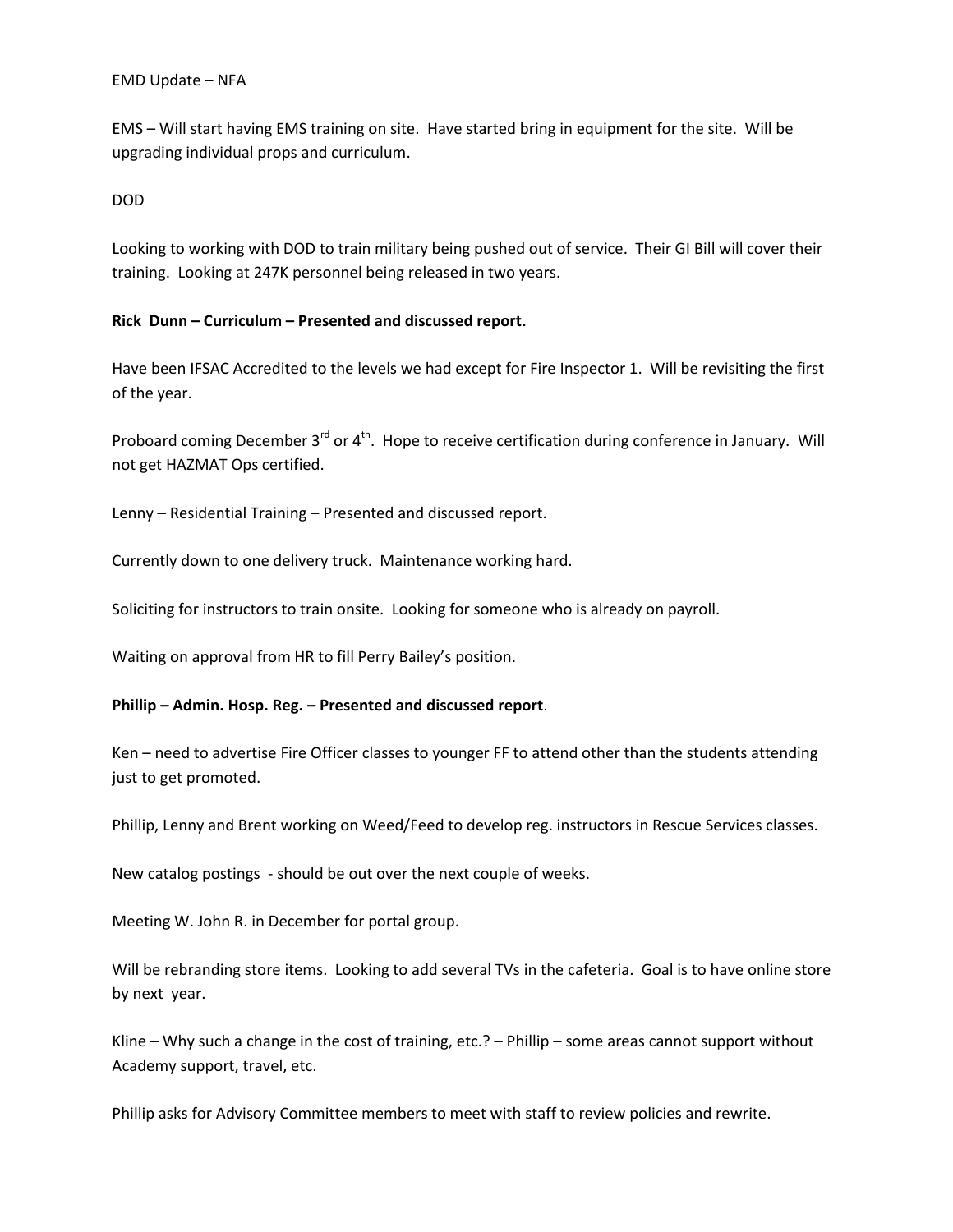EMD Update – NFA

EMS – Will start having EMS training on site. Have started bring in equipment for the site. Will be upgrading individual props and curriculum.

DOD

Looking to working with DOD to train military being pushed out of service. Their GI Bill will cover their training. Looking at 247K personnel being released in two years.

**Rick Dunn – Curriculum – Presented and discussed report.**

Have been IFSAC Accredited to the levels we had except for Fire Inspector 1. Will be revisiting the first of the year.

Proboard coming December 3rd or 4th. Hope to receive certification during conference in January. Will not get HAZMAT Ops certified.

Lenny – Residential Training – Presented and discussed report.

Currently down to one delivery truck. Maintenance working hard.

Soliciting for instructors to train onsite. Looking for someone who is already on payroll.

Waiting on approval from HR to fill Perry Bailey's position.

**Phillip – Admin. Hosp. Reg. – Presented and discussed report**.

Ken – need to advertise Fire Officer classes to younger FF to attend other than the students attending just to get promoted.

Phillip, Lenny and Brent working on Weed/Feed to develop reg. instructors in Rescue Services classes.

New catalog postings - should be out over the next couple of weeks.

Meeting W. John R. in December for portal group.

Will be rebranding store items. Looking to add several TVs in the cafeteria. Goal is to have online store by next year.

Kline – Why such a change in the cost of training, etc.? – Phillip – some areas cannot support without Academy support, travel, etc.

Phillip asks for Advisory Committee members to meet with staff to review policies and rewrite.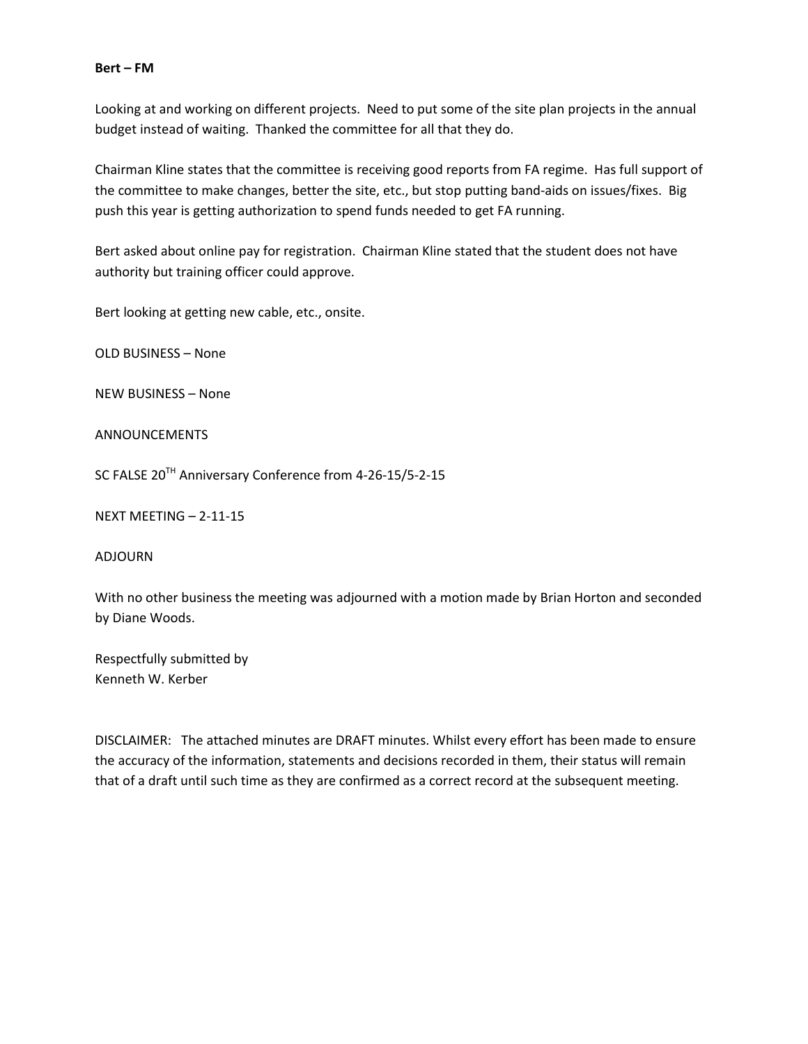**Bert – FM**

Looking at and working on different projects. Need to put some of the site plan projects in the annual budget instead of waiting. Thanked the committee for all that they do.

Chairman Kline states that the committee is receiving good reports from FA regime. Has full support of the committee to make changes, better the site, etc., but stop putting band-aids on issues/fixes. Big push this year is getting authorization to spend funds needed to get FA running.

Bert asked about online pay for registration. Chairman Kline stated that the student does not have authority but training officer could approve.

Bert looking at getting new cable, etc., onsite.

OLD BUSINESS – None

NEW BUSINESS – None

ANNOUNCEMENTS

SC FALSE 20TH Anniversary Conference from 4-26-15/5-2-15

NEXT MEETING – 2-11-15

ADJOURN

With no other business the meeting was adjourned with a motion made by Brian Horton and seconded by Diane Woods.

Respectfully submitted by
Kenneth W. Kerber

DISCLAIMER: The attached minutes are DRAFT minutes. Whilst every effort has been made to ensure the accuracy of the information, statements and decisions recorded in them, their status will remain that of a draft until such time as they are confirmed as a correct record at the subsequent meeting.